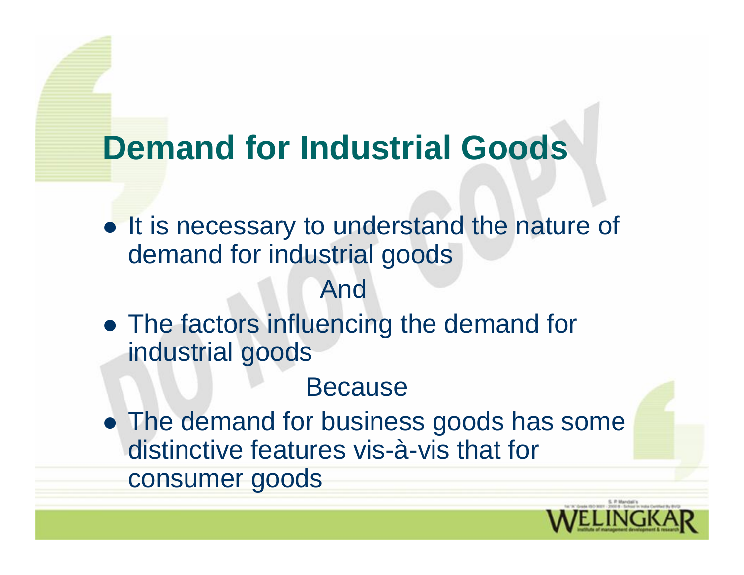# Demand for Industrial Goods

- It is necessary to understand the nature of demand for industrial goods

And

- The factors influencing the demand for industrial goods

Because

- The demand for business goods has some distinctive features vis-à-vis that for consumer goods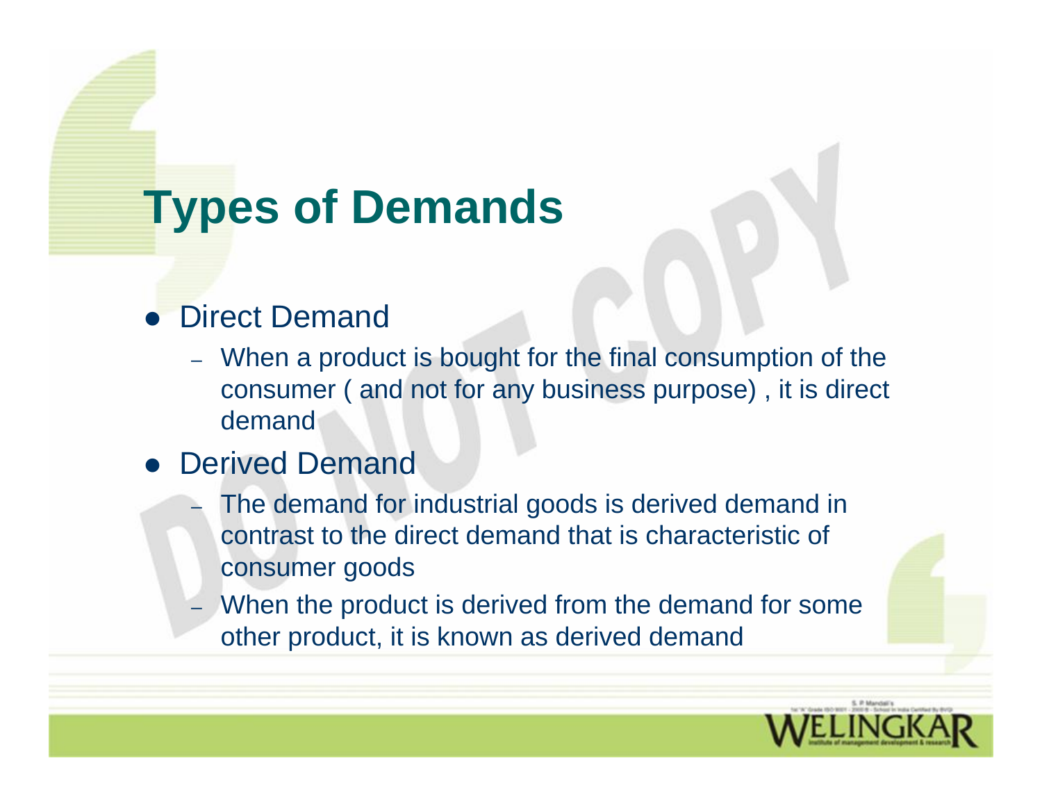# Types of Demands

- Direct Demand
  - When a product is bought for the final consumption of the consumer ( and not for any business purpose) , it is direct demand
- Derived Demand
  - The demand for industrial goods is derived demand in contrast to the direct demand that is characteristic of consumer goods
  - When the product is derived from the demand for some other product, it is known as derived demand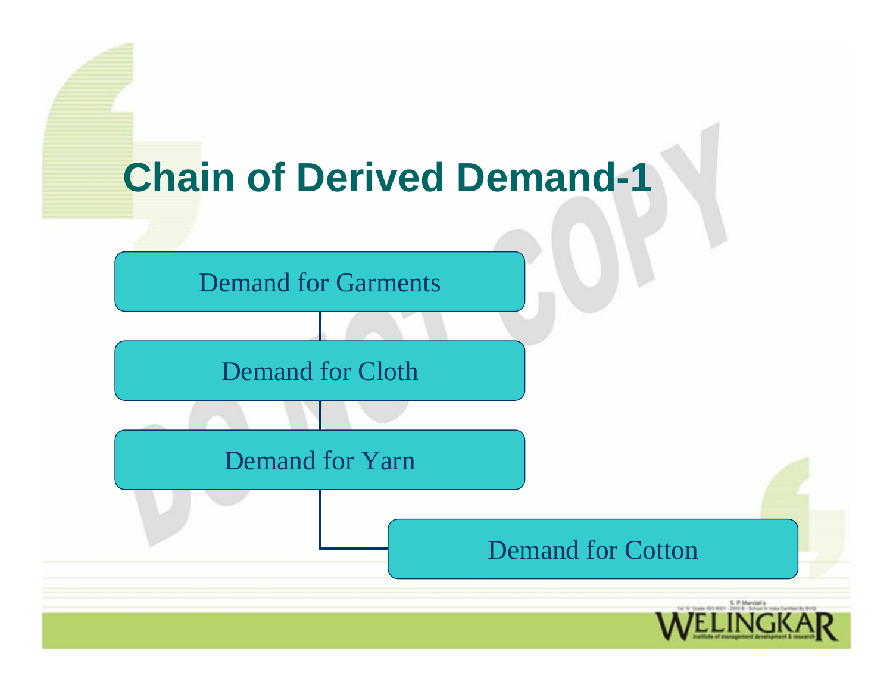# Chain of Derived Demand-1

- Demand for Garments
  - Demand for Cloth
    - Demand for Yarn
      - Demand for Cotton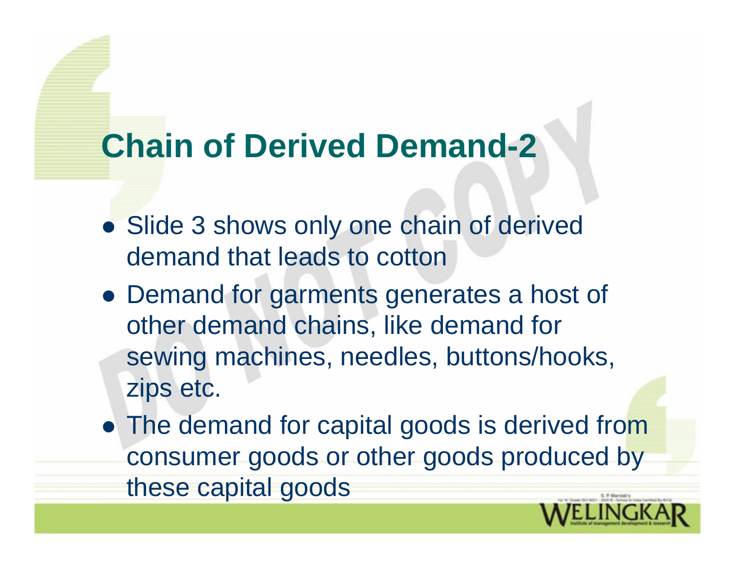# Chain of Derived Demand-2

- Slide 3 shows only one chain of derived demand that leads to cotton
- Demand for garments generates a host of other demand chains, like demand for sewing machines, needles, buttons/hooks, zips etc.
- The demand for capital goods is derived from consumer goods or other goods produced by these capital goods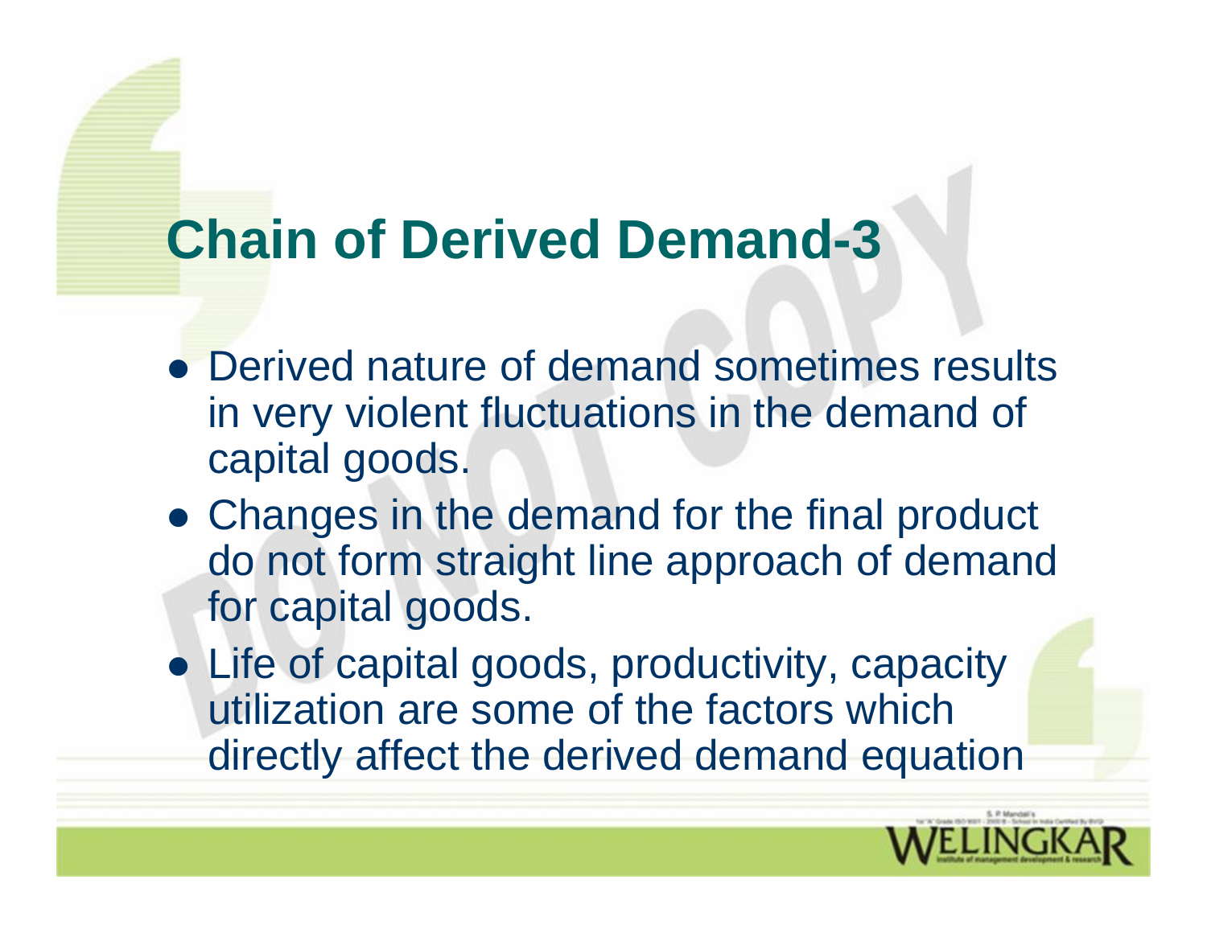# Chain of Derived Demand-3

- Derived nature of demand sometimes results in very violent fluctuations in the demand of capital goods.
- Changes in the demand for the final product do not form straight line approach of demand for capital goods.
- Life of capital goods, productivity, capacity utilization are some of the factors which directly affect the derived demand equation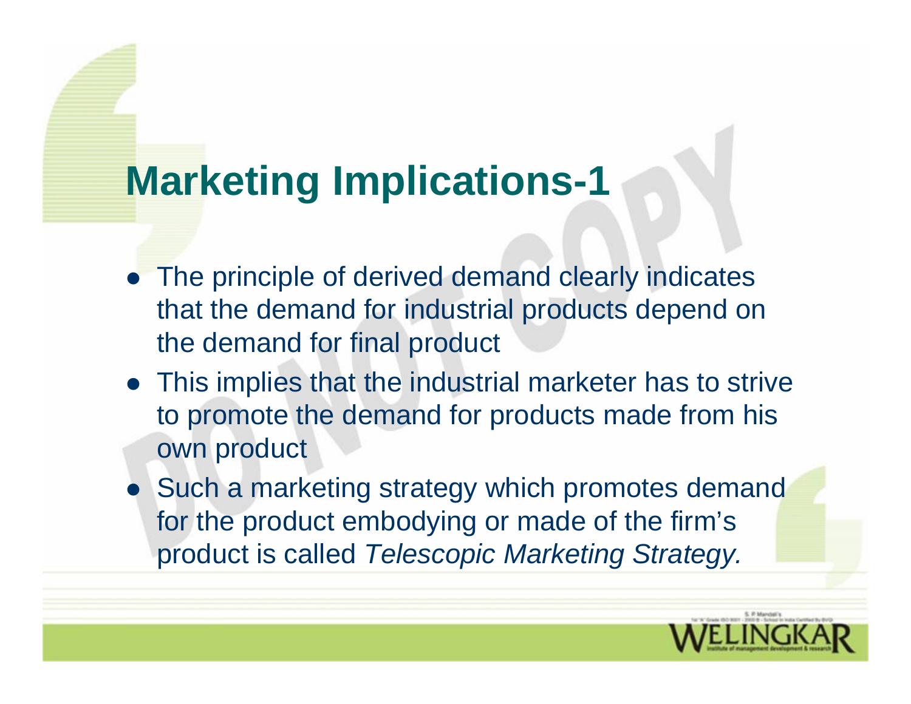# Marketing Implications-1

- The principle of derived demand clearly indicates that the demand for industrial products depend on the demand for final product
- This implies that the industrial marketer has to strive to promote the demand for products made from his own product
- Such a marketing strategy which promotes demand for the product embodying or made of the firm's product is called *Telescopic Marketing Strategy.*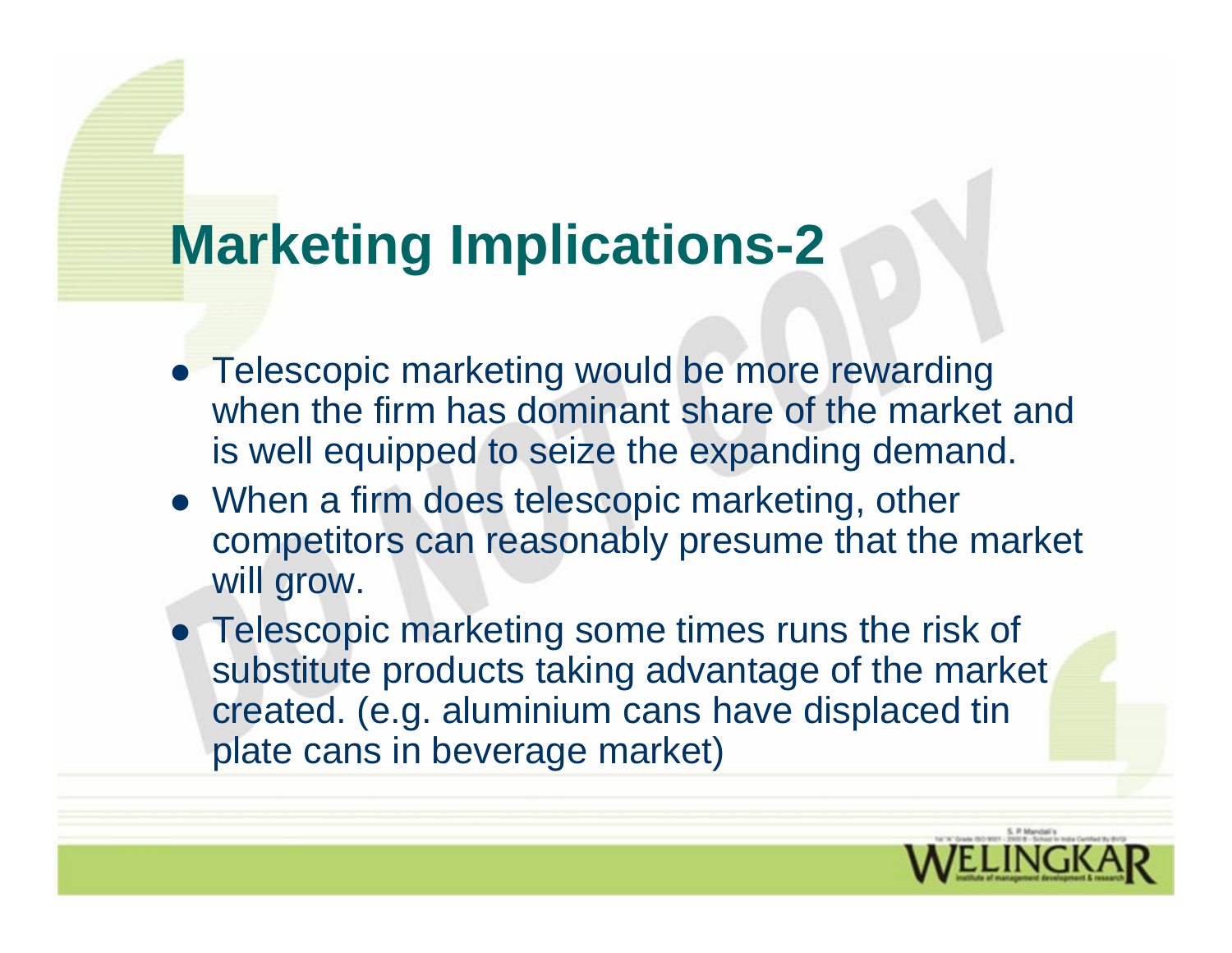# Marketing Implications-2

- Telescopic marketing would be more rewarding when the firm has dominant share of the market and is well equipped to seize the expanding demand.
- When a firm does telescopic marketing, other competitors can reasonably presume that the market will grow.
- Telescopic marketing some times runs the risk of substitute products taking advantage of the market created. (e.g. aluminium cans have displaced tin plate cans in beverage market)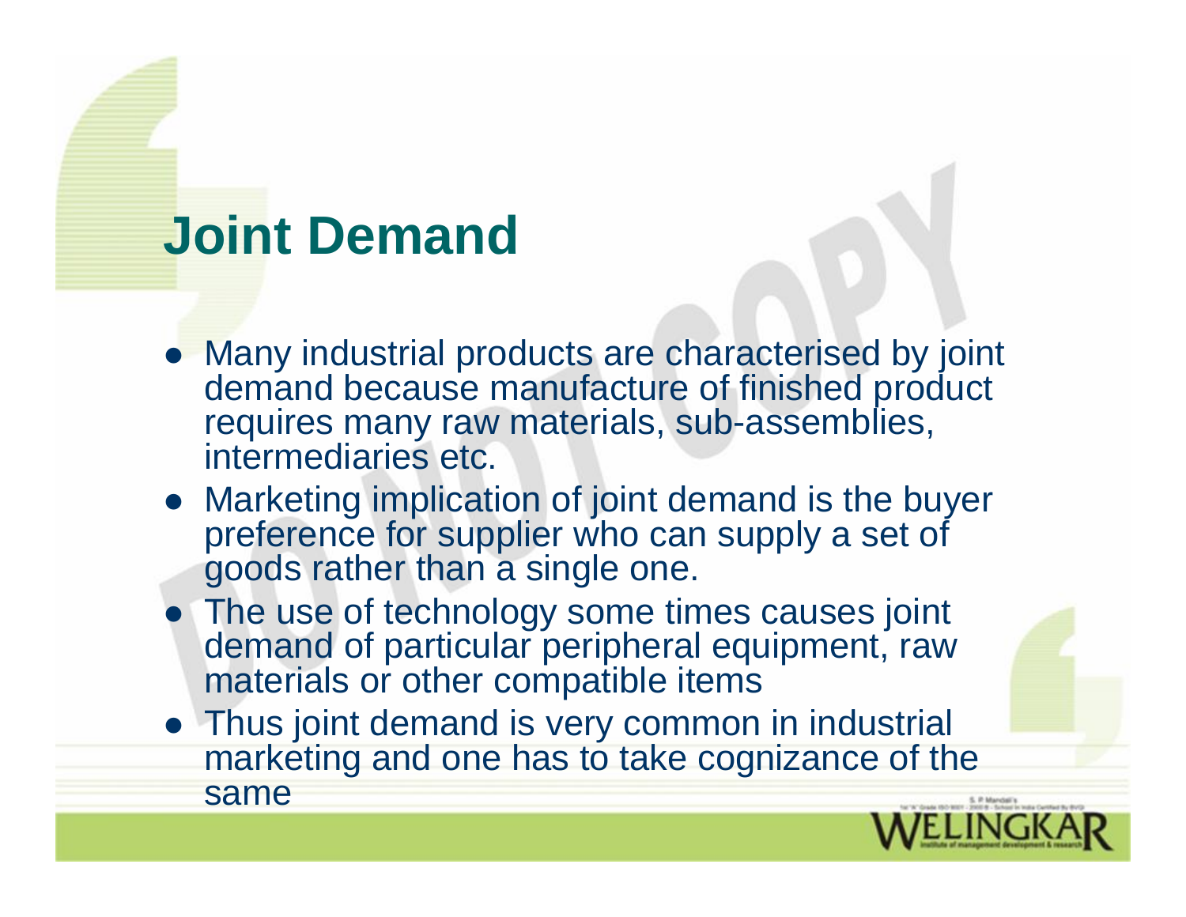# Joint Demand

- Many industrial products are characterised by joint demand because manufacture of finished product requires many raw materials, sub-assemblies, intermediaries etc.
- Marketing implication of joint demand is the buyer preference for supplier who can supply a set of goods rather than a single one.
- The use of technology some times causes joint demand of particular peripheral equipment, raw materials or other compatible items
- Thus joint demand is very common in industrial marketing and one has to take cognizance of the same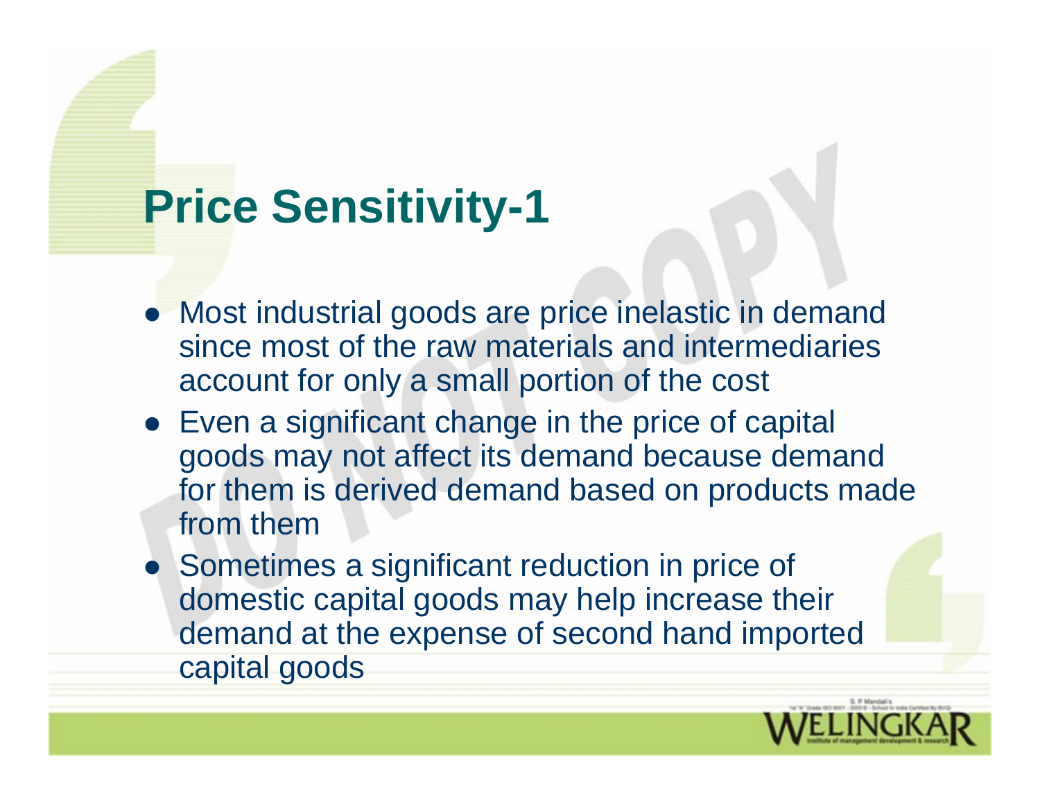# Price Sensitivity-1

- Most industrial goods are price inelastic in demand since most of the raw materials and intermediaries account for only a small portion of the cost
- Even a significant change in the price of capital goods may not affect its demand because demand for them is derived demand based on products made from them
- Sometimes a significant reduction in price of domestic capital goods may help increase their demand at the expense of second hand imported capital goods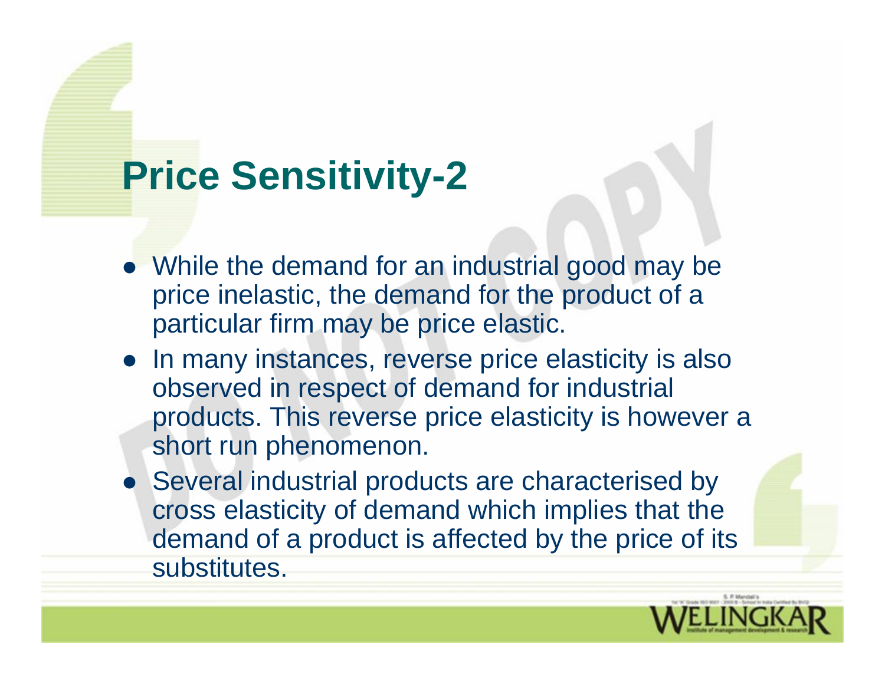# Price Sensitivity-2

- While the demand for an industrial good may be price inelastic, the demand for the product of a particular firm may be price elastic.
- In many instances, reverse price elasticity is also observed in respect of demand for industrial products. This reverse price elasticity is however a short run phenomenon.
- Several industrial products are characterised by cross elasticity of demand which implies that the demand of a product is affected by the price of its substitutes.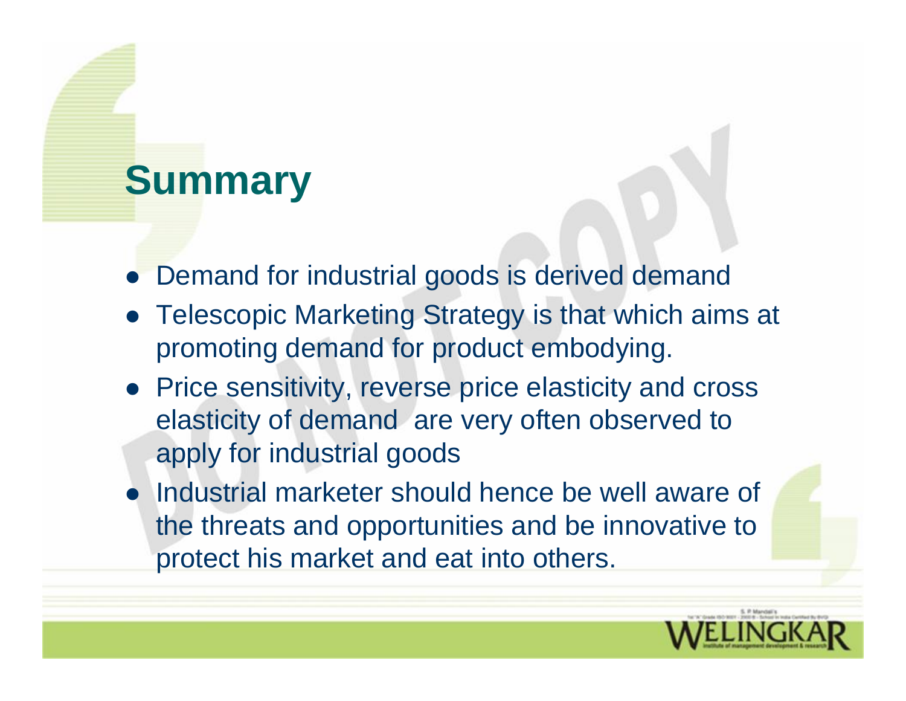# Summary

- Demand for industrial goods is derived demand
- Telescopic Marketing Strategy is that which aims at promoting demand for product embodying.
- Price sensitivity, reverse price elasticity and cross elasticity of demand are very often observed to apply for industrial goods
- Industrial marketer should hence be well aware of the threats and opportunities and be innovative to protect his market and eat into others.